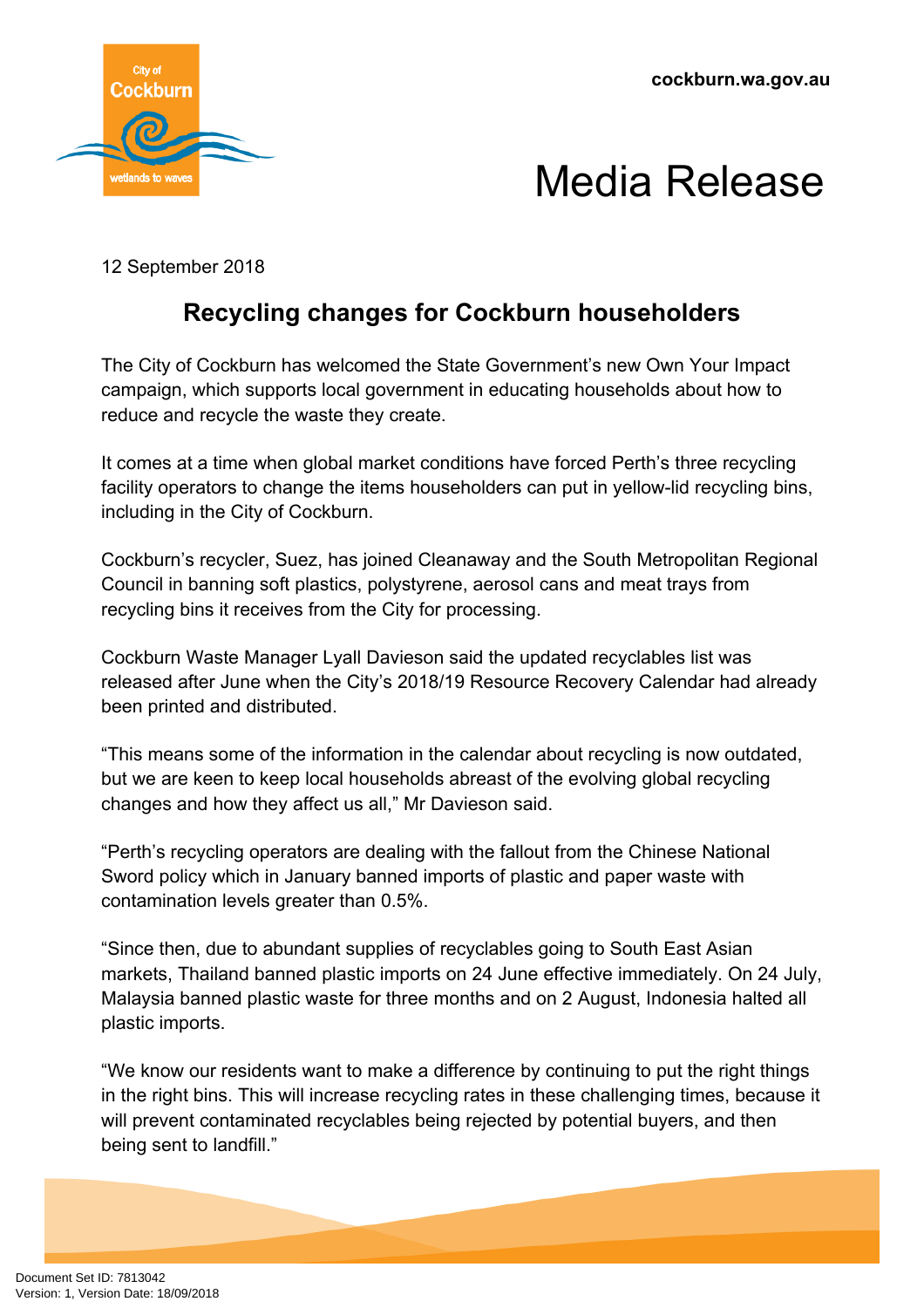cockburn.wa.gov.au

# Media Release

12 September 2018

## Recycling changes for Cockburn householders

The City of Cockburn has welcomed the State Government's new Own Your Impact campaign, which supports local government in educating households about how to reduce and recycle the waste they create.

It comes at a time when global market conditions have forced Perth's three recycling facility operators to change the items householders can put in yellow-lid recycling bins, including in the City of Cockburn.

Cockburn's recycler, Suez, has joined Cleanaway and the South Metropolitan Regional Council in banning soft plastics, polystyrene, aerosol cans and meat trays from recycling bins it receives from the City for processing.

Cockburn Waste Manager Lyall Davieson said the updated recyclables list was released after June when the City's 2018/19 Resource Recovery Calendar had already been printed and distributed.

"This means some of the information in the calendar about recycling is now outdated, but we are keen to keep local households abreast of the evolving global recycling changes and how they affect us all," Mr Davieson said.

"Perth's recycling operators are dealing with the fallout from the Chinese National Sword policy which in January banned imports of plastic and paper waste with contamination levels greater than 0.5%.

"Since then, due to abundant supplies of recyclables going to South East Asian markets, Thailand banned plastic imports on 24 June effective immediately. On 24 July, Malaysia banned plastic waste for three months and on 2 August, Indonesia halted all plastic imports.

"We know our residents want to make a difference by continuing to put the right things in the right bins. This will increase recycling rates in these challenging times, because it will prevent contaminated recyclables being rejected by potential buyers, and then being sent to landfill."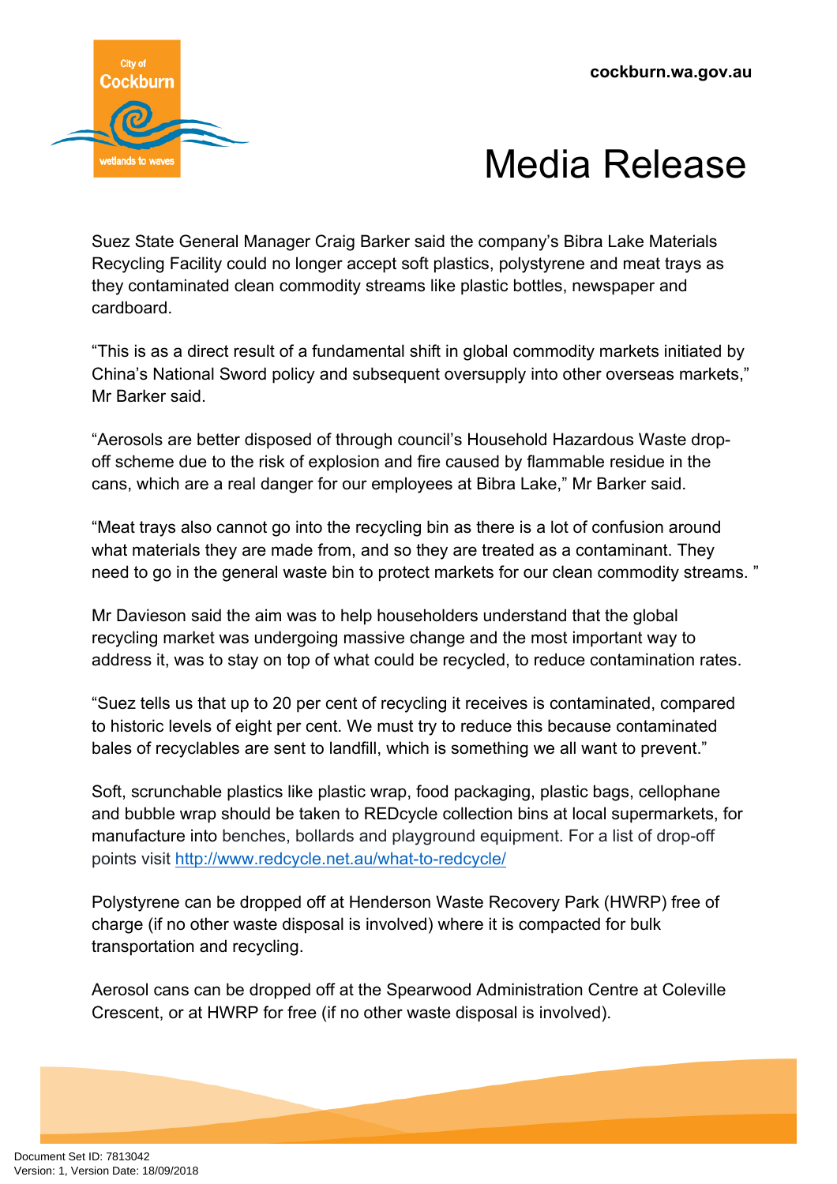Suez State General Manager Craig Barker said the company's Bibra Lake Materials Recycling Facility could no longer accept soft plastics, polystyrene and meat trays as they contaminated clean commodity streams like plastic bottles, newspaper and cardboard.

"This is as a direct result of a fundamental shift in global commodity markets initiated by China's National Sword policy and subsequent oversupply into other overseas markets," Mr Barker said.

"Aerosols are better disposed of through council's Household Hazardous Waste drop-off scheme due to the risk of explosion and fire caused by flammable residue in the cans, which are a real danger for our employees at Bibra Lake," Mr Barker said.

"Meat trays also cannot go into the recycling bin as there is a lot of confusion around what materials they are made from, and so they are treated as a contaminant. They need to go in the general waste bin to protect markets for our clean commodity streams. "

Mr Davieson said the aim was to help householders understand that the global recycling market was undergoing massive change and the most important way to address it, was to stay on top of what could be recycled, to reduce contamination rates.

"Suez tells us that up to 20 per cent of recycling it receives is contaminated, compared to historic levels of eight per cent. We must try to reduce this because contaminated bales of recyclables are sent to landfill, which is something we all want to prevent."

Soft, scrunchable plastics like plastic wrap, food packaging, plastic bags, cellophane and bubble wrap should be taken to REDcycle collection bins at local supermarkets, for manufacture into benches, bollards and playground equipment. For a list of drop-off points visit http://www.redcycle.net.au/what-to-redcycle/

Polystyrene can be dropped off at Henderson Waste Recovery Park (HWRP) free of charge (if no other waste disposal is involved) where it is compacted for bulk transportation and recycling.

Aerosol cans can be dropped off at the Spearwood Administration Centre at Coleville Crescent, or at HWRP for free (if no other waste disposal is involved).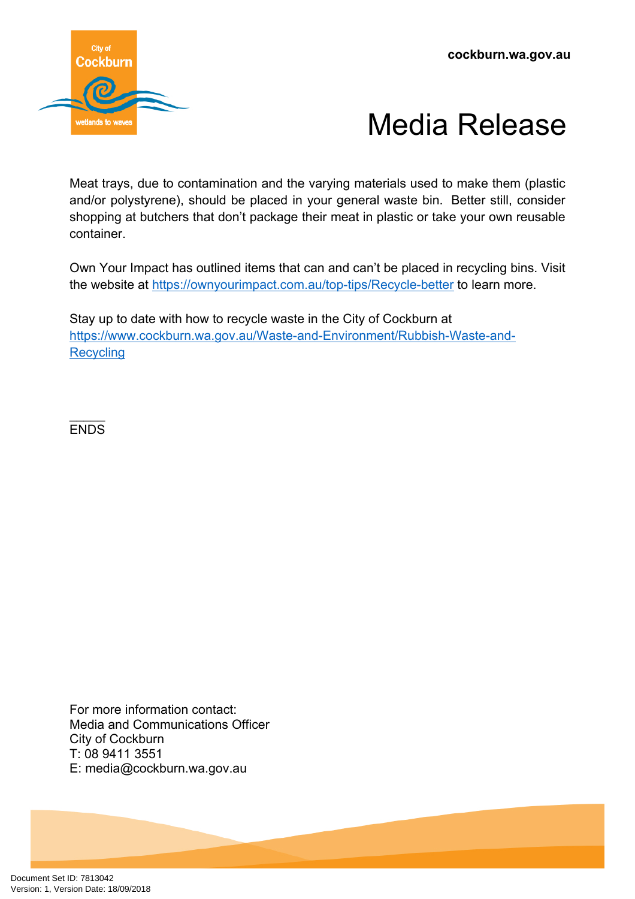Meat trays, due to contamination and the varying materials used to make them (plastic and/or polystyrene), should be placed in your general waste bin. Better still, consider shopping at butchers that don't package their meat in plastic or take your own reusable container.

Own Your Impact has outlined items that can and can't be placed in recycling bins. Visit the website at https://ownyourimpact.com.au/top-tips/Recycle-better to learn more.

Stay up to date with how to recycle waste in the City of Cockburn at https://www.cockburn.wa.gov.au/Waste-and-Environment/Rubbish-Waste-and-Recycling

ENDS

For more information contact:
Media and Communications Officer
City of Cockburn
T: 08 9411 3551
E: media@cockburn.wa.gov.au